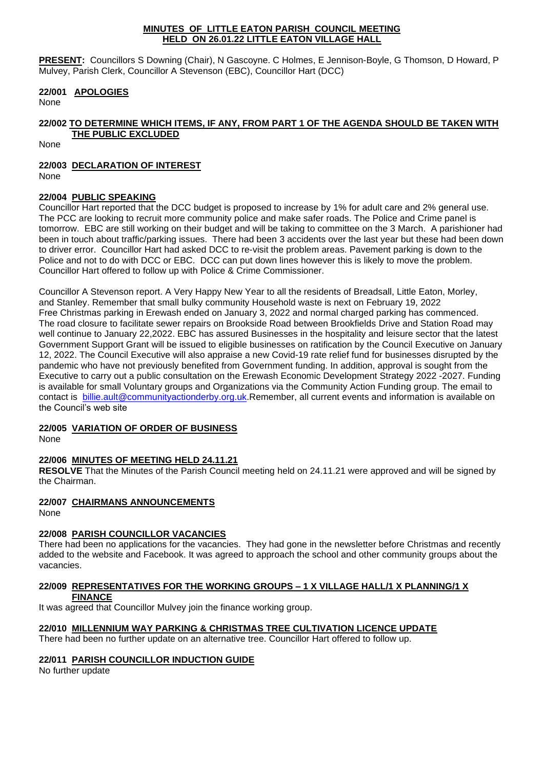# MINUTES OF LITTLE EATON PARISH COUNCIL MEETING HELD ON 26.01.22 LITTLE EATON VILLAGE HALL

**PRESENT:** Councillors S Downing (Chair), N Gascoyne. C Holmes, E Jennison-Boyle, G Thomson, D Howard, P Mulvey, Parish Clerk, Councillor A Stevenson (EBC), Councillor Hart (DCC)

## 22/001 APOLOGIES

None

## 22/002 TO DETERMINE WHICH ITEMS, IF ANY, FROM PART 1 OF THE AGENDA SHOULD BE TAKEN WITH THE PUBLIC EXCLUDED

None

## 22/003 DECLARATION OF INTEREST

None

## 22/004 PUBLIC SPEAKING

Councillor Hart reported that the DCC budget is proposed to increase by 1% for adult care and 2% general use. The PCC are looking to recruit more community police and make safer roads. The Police and Crime panel is tomorrow. EBC are still working on their budget and will be taking to committee on the 3 March. A parishioner had been in touch about traffic/parking issues. There had been 3 accidents over the last year but these had been down to driver error. Councillor Hart had asked DCC to re-visit the problem areas. Pavement parking is down to the Police and not to do with DCC or EBC. DCC can put down lines however this is likely to move the problem. Councillor Hart offered to follow up with Police & Crime Commissioner.

Councillor A Stevenson report. A Very Happy New Year to all the residents of Breadsall, Little Eaton, Morley, and Stanley. Remember that small bulky community Household waste is next on February 19, 2022 Free Christmas parking in Erewash ended on January 3, 2022 and normal charged parking has commenced. The road closure to facilitate sewer repairs on Brookside Road between Brookfields Drive and Station Road may well continue to January 22,2022. EBC has assured Businesses in the hospitality and leisure sector that the latest Government Support Grant will be issued to eligible businesses on ratification by the Council Executive on January 12, 2022. The Council Executive will also appraise a new Covid-19 rate relief fund for businesses disrupted by the pandemic who have not previously benefited from Government funding. In addition, approval is sought from the Executive to carry out a public consultation on the Erewash Economic Development Strategy 2022 -2027. Funding is available for small Voluntary groups and Organizations via the Community Action Funding group. The email to contact is billie.ault@communityactionderby.org.uk.Remember, all current events and information is available on the Council's web site

## 22/005 VARIATION OF ORDER OF BUSINESS

None

## 22/006 MINUTES OF MEETING HELD 24.11.21

**RESOLVE** That the Minutes of the Parish Council meeting held on 24.11.21 were approved and will be signed by the Chairman.

## 22/007 CHAIRMANS ANNOUNCEMENTS

None

## 22/008 PARISH COUNCILLOR VACANCIES

There had been no applications for the vacancies. They had gone in the newsletter before Christmas and recently added to the website and Facebook. It was agreed to approach the school and other community groups about the vacancies.

## 22/009 REPRESENTATIVES FOR THE WORKING GROUPS – 1 X VILLAGE HALL/1 X PLANNING/1 X FINANCE

It was agreed that Councillor Mulvey join the finance working group.

## 22/010 MILLENNIUM WAY PARKING & CHRISTMAS TREE CULTIVATION LICENCE UPDATE

There had been no further update on an alternative tree. Councillor Hart offered to follow up.

## 22/011 PARISH COUNCILLOR INDUCTION GUIDE

No further update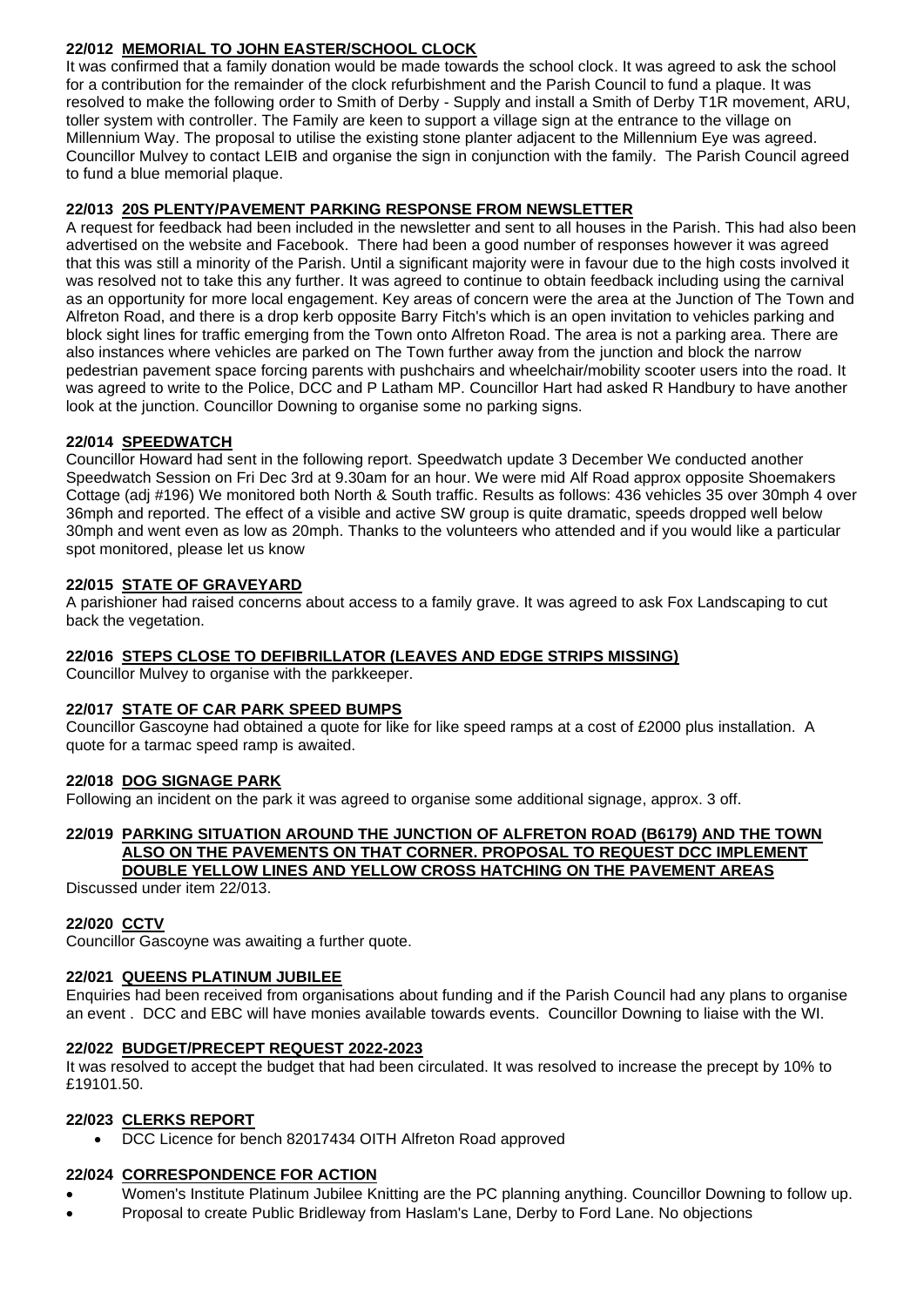### 22/012 MEMORIAL TO JOHN EASTER/SCHOOL CLOCK

It was confirmed that a family donation would be made towards the school clock. It was agreed to ask the school for a contribution for the remainder of the clock refurbishment and the Parish Council to fund a plaque. It was resolved to make the following order to Smith of Derby - Supply and install a Smith of Derby T1R movement, ARU, toller system with controller. The Family are keen to support a village sign at the entrance to the village on Millennium Way. The proposal to utilise the existing stone planter adjacent to the Millennium Eye was agreed. Councillor Mulvey to contact LEIB and organise the sign in conjunction with the family. The Parish Council agreed to fund a blue memorial plaque.

### 22/013 20S PLENTY/PAVEMENT PARKING RESPONSE FROM NEWSLETTER

A request for feedback had been included in the newsletter and sent to all houses in the Parish. This had also been advertised on the website and Facebook. There had been a good number of responses however it was agreed that this was still a minority of the Parish. Until a significant majority were in favour due to the high costs involved it was resolved not to take this any further. It was agreed to continue to obtain feedback including using the carnival as an opportunity for more local engagement. Key areas of concern were the area at the Junction of The Town and Alfreton Road, and there is a drop kerb opposite Barry Fitch's which is an open invitation to vehicles parking and block sight lines for traffic emerging from the Town onto Alfreton Road. The area is not a parking area. There are also instances where vehicles are parked on The Town further away from the junction and block the narrow pedestrian pavement space forcing parents with pushchairs and wheelchair/mobility scooter users into the road. It was agreed to write to the Police, DCC and P Latham MP. Councillor Hart had asked R Handbury to have another look at the junction. Councillor Downing to organise some no parking signs.

### 22/014 SPEEDWATCH

Councillor Howard had sent in the following report. Speedwatch update 3 December We conducted another Speedwatch Session on Fri Dec 3rd at 9.30am for an hour. We were mid Alf Road approx opposite Shoemakers Cottage (adj #196) We monitored both North & South traffic. Results as follows: 436 vehicles 35 over 30mph 4 over 36mph and reported. The effect of a visible and active SW group is quite dramatic, speeds dropped well below 30mph and went even as low as 20mph. Thanks to the volunteers who attended and if you would like a particular spot monitored, please let us know

### 22/015 STATE OF GRAVEYARD

A parishioner had raised concerns about access to a family grave. It was agreed to ask Fox Landscaping to cut back the vegetation.

### 22/016 STEPS CLOSE TO DEFIBRILLATOR (LEAVES AND EDGE STRIPS MISSING)

Councillor Mulvey to organise with the parkkeeper.

### 22/017 STATE OF CAR PARK SPEED BUMPS

Councillor Gascoyne had obtained a quote for like for like speed ramps at a cost of £2000 plus installation. A quote for a tarmac speed ramp is awaited.

### 22/018 DOG SIGNAGE PARK

Following an incident on the park it was agreed to organise some additional signage, approx. 3 off.

### 22/019 PARKING SITUATION AROUND THE JUNCTION OF ALFRETON ROAD (B6179) AND THE TOWN ALSO ON THE PAVEMENTS ON THAT CORNER. PROPOSAL TO REQUEST DCC IMPLEMENT DOUBLE YELLOW LINES AND YELLOW CROSS HATCHING ON THE PAVEMENT AREAS

Discussed under item 22/013.

### 22/020 CCTV

Councillor Gascoyne was awaiting a further quote.

### 22/021 QUEENS PLATINUM JUBILEE

Enquiries had been received from organisations about funding and if the Parish Council had any plans to organise an event . DCC and EBC will have monies available towards events. Councillor Downing to liaise with the WI.

### 22/022 BUDGET/PRECEPT REQUEST 2022-2023

It was resolved to accept the budget that had been circulated. It was resolved to increase the precept by 10% to £19101.50.

### 22/023 CLERKS REPORT

- DCC Licence for bench 82017434 OITH Alfreton Road approved

### 22/024 CORRESPONDENCE FOR ACTION

- Women's Institute Platinum Jubilee Knitting are the PC planning anything. Councillor Downing to follow up.
- Proposal to create Public Bridleway from Haslam's Lane, Derby to Ford Lane. No objections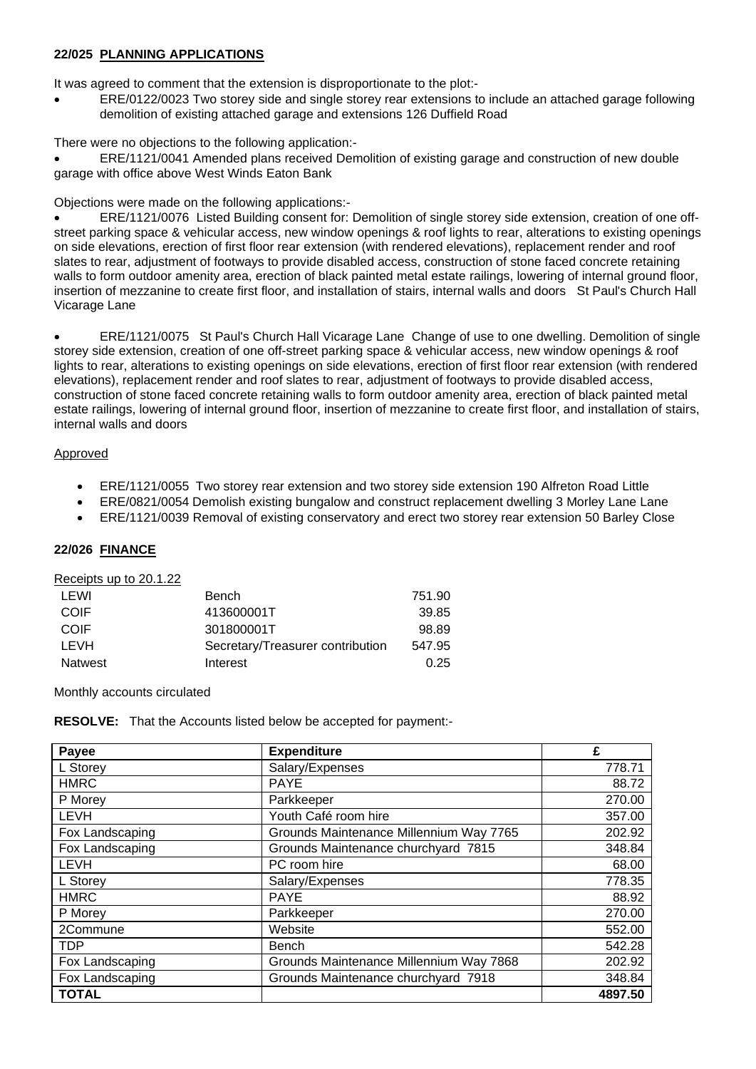**22/025 PLANNING APPLICATIONS**

It was agreed to comment that the extension is disproportionate to the plot:-

- ERE/0122/0023 Two storey side and single storey rear extensions to include an attached garage following demolition of existing attached garage and extensions 126 Duffield Road

There were no objections to the following application:-

- ERE/1121/0041 Amended plans received Demolition of existing garage and construction of new double garage with office above West Winds Eaton Bank

Objections were made on the following applications:-

- ERE/1121/0076 Listed Building consent for: Demolition of single storey side extension, creation of one off-street parking space & vehicular access, new window openings & roof lights to rear, alterations to existing openings on side elevations, erection of first floor rear extension (with rendered elevations), replacement render and roof slates to rear, adjustment of footways to provide disabled access, construction of stone faced concrete retaining walls to form outdoor amenity area, erection of black painted metal estate railings, lowering of internal ground floor, insertion of mezzanine to create first floor, and installation of stairs, internal walls and doors St Paul's Church Hall Vicarage Lane

- ERE/1121/0075 St Paul's Church Hall Vicarage Lane Change of use to one dwelling. Demolition of single storey side extension, creation of one off-street parking space & vehicular access, new window openings & roof lights to rear, alterations to existing openings on side elevations, erection of first floor rear extension (with rendered elevations), replacement render and roof slates to rear, adjustment of footways to provide disabled access, construction of stone faced concrete retaining walls to form outdoor amenity area, erection of black painted metal estate railings, lowering of internal ground floor, insertion of mezzanine to create first floor, and installation of stairs, internal walls and doors

Approved

- ERE/1121/0055 Two storey rear extension and two storey side extension 190 Alfreton Road Little
- ERE/0821/0054 Demolish existing bungalow and construct replacement dwelling 3 Morley Lane Lane
- ERE/1121/0039 Removal of existing conservatory and erect two storey rear extension 50 Barley Close

**22/026 FINANCE**

Receipts up to 20.1.22

| | | |
|---|---|---|
| LEWI | Bench | 751.90 |
| COIF | 413600001T | 39.85 |
| COIF | 301800001T | 98.89 |
| LEVH | Secretary/Treasurer contribution | 547.95 |
| Natwest | Interest | 0.25 |

Monthly accounts circulated

**RESOLVE:** That the Accounts listed below be accepted for payment:-

| Payee | Expenditure | £ |
|---|---|---|
| L Storey | Salary/Expenses | 778.71 |
| HMRC | PAYE | 88.72 |
| P Morey | Parkkeeper | 270.00 |
| LEVH | Youth Café room hire | 357.00 |
| Fox Landscaping | Grounds Maintenance Millennium Way 7765 | 202.92 |
| Fox Landscaping | Grounds Maintenance churchyard 7815 | 348.84 |
| LEVH | PC room hire | 68.00 |
| L Storey | Salary/Expenses | 778.35 |
| HMRC | PAYE | 88.92 |
| P Morey | Parkkeeper | 270.00 |
| 2Commune | Website | 552.00 |
| TDP | Bench | 542.28 |
| Fox Landscaping | Grounds Maintenance Millennium Way 7868 | 202.92 |
| Fox Landscaping | Grounds Maintenance churchyard 7918 | 348.84 |
| **TOTAL** | | **4897.50** |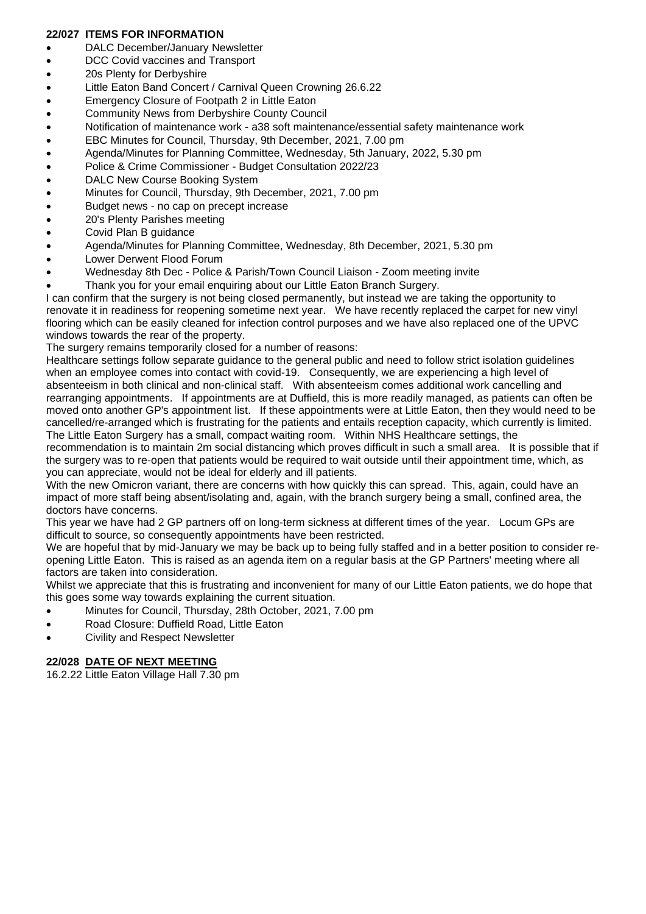**22/027 ITEMS FOR INFORMATION**

- DALC December/January Newsletter
- DCC Covid vaccines and Transport
- 20s Plenty for Derbyshire
- Little Eaton Band Concert / Carnival Queen Crowning 26.6.22
- Emergency Closure of Footpath 2 in Little Eaton
- Community News from Derbyshire County Council
- Notification of maintenance work - a38 soft maintenance/essential safety maintenance work
- EBC Minutes for Council, Thursday, 9th December, 2021, 7.00 pm
- Agenda/Minutes for Planning Committee, Wednesday, 5th January, 2022, 5.30 pm
- Police & Crime Commissioner - Budget Consultation 2022/23
- DALC New Course Booking System
- Minutes for Council, Thursday, 9th December, 2021, 7.00 pm
- Budget news - no cap on precept increase
- 20's Plenty Parishes meeting
- Covid Plan B guidance
- Agenda/Minutes for Planning Committee, Wednesday, 8th December, 2021, 5.30 pm
- Lower Derwent Flood Forum
- Wednesday 8th Dec - Police & Parish/Town Council Liaison - Zoom meeting invite
- Thank you for your email enquiring about our Little Eaton Branch Surgery.

I can confirm that the surgery is not being closed permanently, but instead we are taking the opportunity to renovate it in readiness for reopening sometime next year. We have recently replaced the carpet for new vinyl flooring which can be easily cleaned for infection control purposes and we have also replaced one of the UPVC windows towards the rear of the property.

The surgery remains temporarily closed for a number of reasons:

Healthcare settings follow separate guidance to the general public and need to follow strict isolation guidelines when an employee comes into contact with covid-19. Consequently, we are experiencing a high level of absenteeism in both clinical and non-clinical staff. With absenteeism comes additional work cancelling and rearranging appointments. If appointments are at Duffield, this is more readily managed, as patients can often be moved onto another GP's appointment list. If these appointments were at Little Eaton, then they would need to be cancelled/re-arranged which is frustrating for the patients and entails reception capacity, which currently is limited.

The Little Eaton Surgery has a small, compact waiting room. Within NHS Healthcare settings, the recommendation is to maintain 2m social distancing which proves difficult in such a small area. It is possible that if the surgery was to re-open that patients would be required to wait outside until their appointment time, which, as you can appreciate, would not be ideal for elderly and ill patients.

With the new Omicron variant, there are concerns with how quickly this can spread. This, again, could have an impact of more staff being absent/isolating and, again, with the branch surgery being a small, confined area, the doctors have concerns.

This year we have had 2 GP partners off on long-term sickness at different times of the year. Locum GPs are difficult to source, so consequently appointments have been restricted.

We are hopeful that by mid-January we may be back up to being fully staffed and in a better position to consider re-opening Little Eaton. This is raised as an agenda item on a regular basis at the GP Partners' meeting where all factors are taken into consideration.

Whilst we appreciate that this is frustrating and inconvenient for many of our Little Eaton patients, we do hope that this goes some way towards explaining the current situation.

- Minutes for Council, Thursday, 28th October, 2021, 7.00 pm
- Road Closure: Duffield Road, Little Eaton
- Civility and Respect Newsletter

**22/028 DATE OF NEXT MEETING**

16.2.22 Little Eaton Village Hall 7.30 pm